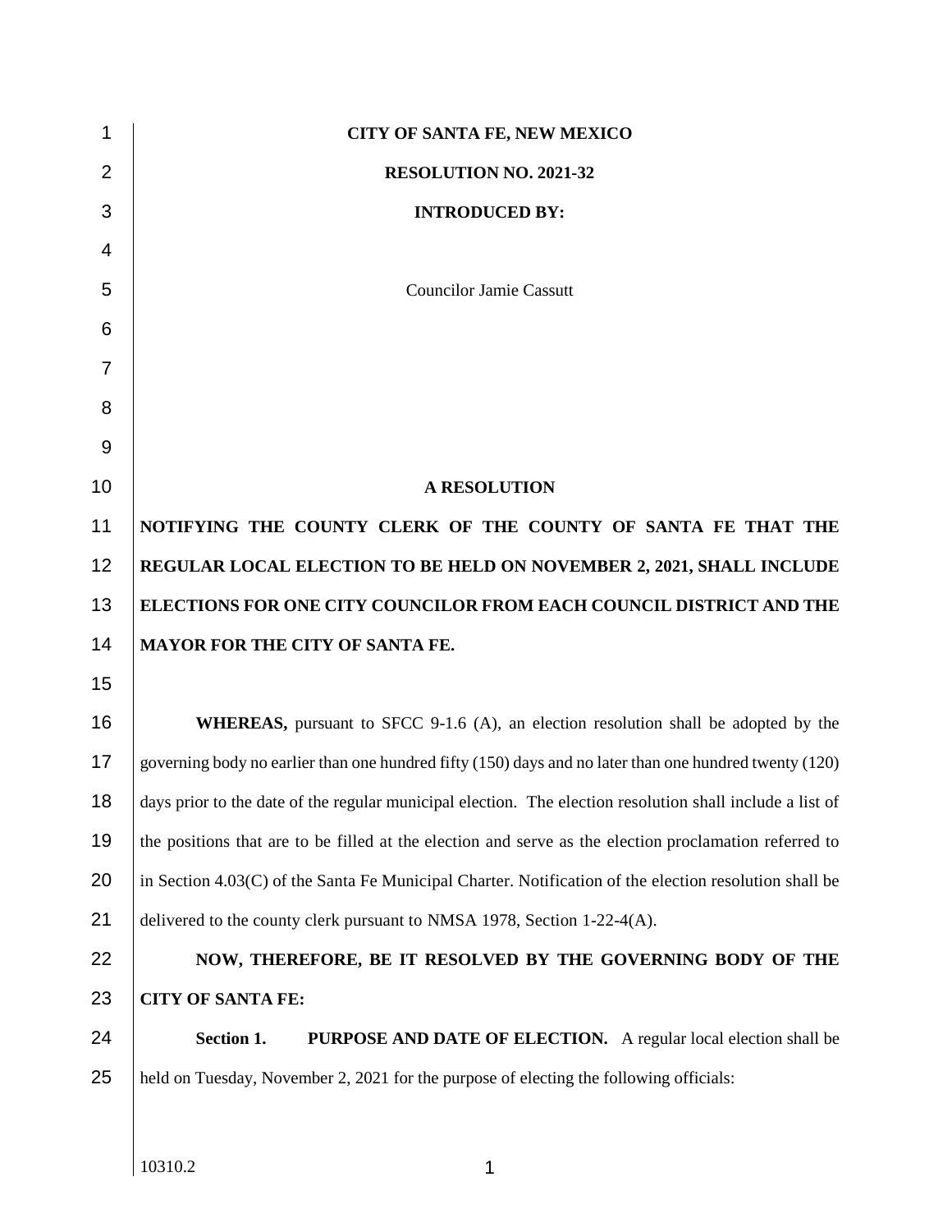**CITY OF SANTA FE, NEW MEXICO**

**RESOLUTION NO. 2021-32**

**INTRODUCED BY:**

Councilor Jamie Cassutt

# A RESOLUTION

**NOTIFYING THE COUNTY CLERK OF THE COUNTY OF SANTA FE THAT THE REGULAR LOCAL ELECTION TO BE HELD ON NOVEMBER 2, 2021, SHALL INCLUDE ELECTIONS FOR ONE CITY COUNCILOR FROM EACH COUNCIL DISTRICT AND THE MAYOR FOR THE CITY OF SANTA FE.**

**WHEREAS,** pursuant to SFCC 9-1.6 (A), an election resolution shall be adopted by the governing body no earlier than one hundred fifty (150) days and no later than one hundred twenty (120) days prior to the date of the regular municipal election. The election resolution shall include a list of the positions that are to be filled at the election and serve as the election proclamation referred to in Section 4.03(C) of the Santa Fe Municipal Charter. Notification of the election resolution shall be delivered to the county clerk pursuant to NMSA 1978, Section 1-22-4(A).

**NOW, THEREFORE, BE IT RESOLVED BY THE GOVERNING BODY OF THE CITY OF SANTA FE:**

**Section 1. PURPOSE AND DATE OF ELECTION.** A regular local election shall be held on Tuesday, November 2, 2021 for the purpose of electing the following officials:

10310.2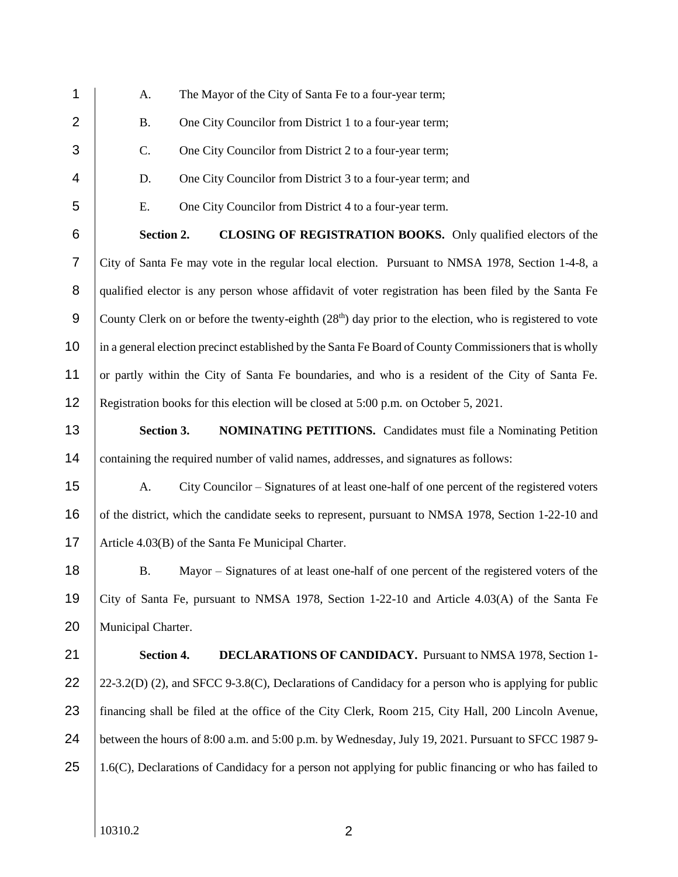A. The Mayor of the City of Santa Fe to a four-year term;

B. One City Councilor from District 1 to a four-year term;

C. One City Councilor from District 2 to a four-year term;

D. One City Councilor from District 3 to a four-year term; and

E. One City Councilor from District 4 to a four-year term.

**Section 2. CLOSING OF REGISTRATION BOOKS.** Only qualified electors of the City of Santa Fe may vote in the regular local election. Pursuant to NMSA 1978, Section 1-4-8, a qualified elector is any person whose affidavit of voter registration has been filed by the Santa Fe County Clerk on or before the twenty-eighth (28th) day prior to the election, who is registered to vote in a general election precinct established by the Santa Fe Board of County Commissioners that is wholly or partly within the City of Santa Fe boundaries, and who is a resident of the City of Santa Fe. Registration books for this election will be closed at 5:00 p.m. on October 5, 2021.

**Section 3. NOMINATING PETITIONS.** Candidates must file a Nominating Petition containing the required number of valid names, addresses, and signatures as follows:

A. City Councilor – Signatures of at least one-half of one percent of the registered voters of the district, which the candidate seeks to represent, pursuant to NMSA 1978, Section 1-22-10 and Article 4.03(B) of the Santa Fe Municipal Charter.

B. Mayor – Signatures of at least one-half of one percent of the registered voters of the City of Santa Fe, pursuant to NMSA 1978, Section 1-22-10 and Article 4.03(A) of the Santa Fe Municipal Charter.

**Section 4. DECLARATIONS OF CANDIDACY.** Pursuant to NMSA 1978, Section 1-22-3.2(D) (2), and SFCC 9-3.8(C), Declarations of Candidacy for a person who is applying for public financing shall be filed at the office of the City Clerk, Room 215, City Hall, 200 Lincoln Avenue, between the hours of 8:00 a.m. and 5:00 p.m. by Wednesday, July 19, 2021. Pursuant to SFCC 1987 9-1.6(C), Declarations of Candidacy for a person not applying for public financing or who has failed to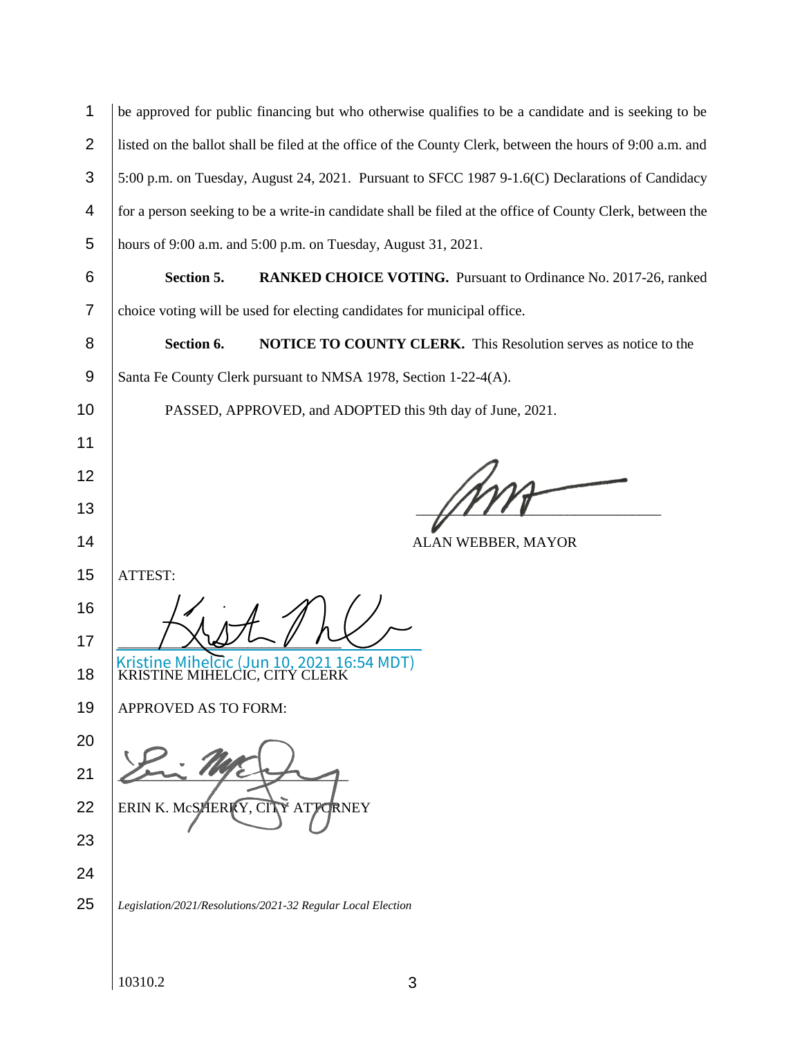be approved for public financing but who otherwise qualifies to be a candidate and is seeking to be listed on the ballot shall be filed at the office of the County Clerk, between the hours of 9:00 a.m. and 5:00 p.m. on Tuesday, August 24, 2021. Pursuant to SFCC 1987 9-1.6(C) Declarations of Candidacy for a person seeking to be a write-in candidate shall be filed at the office of County Clerk, between the hours of 9:00 a.m. and 5:00 p.m. on Tuesday, August 31, 2021.

**Section 5. RANKED CHOICE VOTING.** Pursuant to Ordinance No. 2017-26, ranked choice voting will be used for electing candidates for municipal office.

**Section 6. NOTICE TO COUNTY CLERK.** This Resolution serves as notice to the Santa Fe County Clerk pursuant to NMSA 1978, Section 1-22-4(A).

PASSED, APPROVED, and ADOPTED this 9th day of June, 2021.

______________________________
ALAN WEBBER, MAYOR

ATTEST:

______________________________
Kristine Mihelcic (Jun 10, 2021 16:54 MDT)
KRISTINE MIHELCIC, CITY CLERK

APPROVED AS TO FORM:

______________________________
ERIN K. McSHERRY, CITY ATTORNEY

*Legislation/2021/Resolutions/2021-32 Regular Local Election*

10310.2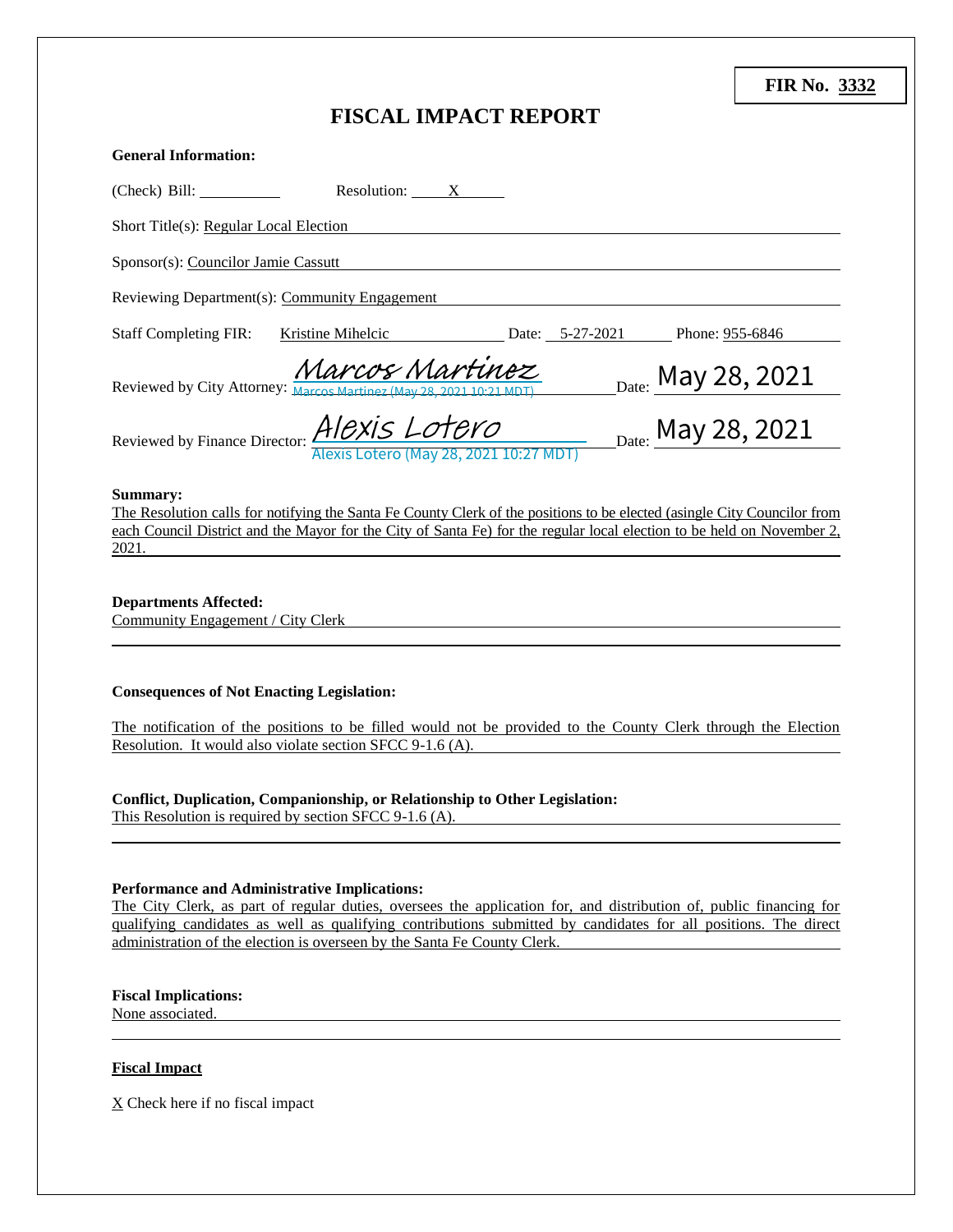**FIR No. 3332**

# FISCAL IMPACT REPORT

**General Information:**

(Check) Bill: ______ Resolution: X

Short Title(s): Regular Local Election

Sponsor(s): Councilor Jamie Cassutt

Reviewing Department(s): Community Engagement

Staff Completing FIR: Kristine Mihelcic Date: 5-27-2021 Phone: 955-6846

Reviewed by City Attorney: *Marcos Martinez* Marcos Martinez (May 28, 2021 10:21 MDT) Date: May 28, 2021

Reviewed by Finance Director: *Alexis Lotero* Alexis Lotero (May 28, 2021 10:27 MDT) Date: May 28, 2021

**Summary:**

The Resolution calls for notifying the Santa Fe County Clerk of the positions to be elected (asingle City Councilor from each Council District and the Mayor for the City of Santa Fe) for the regular local election to be held on November 2, 2021.

**Departments Affected:**

Community Engagement / City Clerk

**Consequences of Not Enacting Legislation:**

The notification of the positions to be filled would not be provided to the County Clerk through the Election Resolution. It would also violate section SFCC 9-1.6 (A).

**Conflict, Duplication, Companionship, or Relationship to Other Legislation:**

This Resolution is required by section SFCC 9-1.6 (A).

**Performance and Administrative Implications:**

The City Clerk, as part of regular duties, oversees the application for, and distribution of, public financing for qualifying candidates as well as qualifying contributions submitted by candidates for all positions. The direct administration of the election is overseen by the Santa Fe County Clerk.

**Fiscal Implications:**

None associated.

**Fiscal Impact**

X Check here if no fiscal impact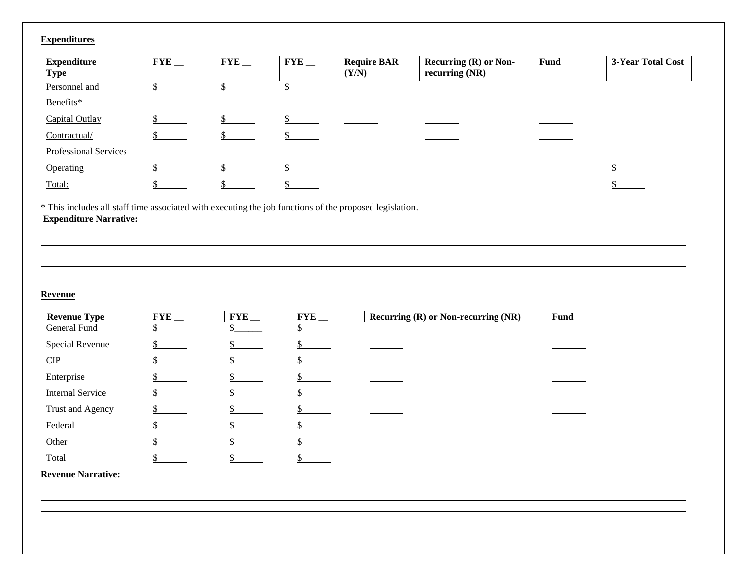## Expenditures

| Expenditure Type | FYE __ | FYE __ | FYE __ | Require BAR (Y/N) | Recurring (R) or Non-recurring (NR) | Fund | 3-Year Total Cost |
|---|---|---|---|---|---|---|---|
| Personnel and Benefits* | $______ | $______ | $______ | _______ | _______ | _______ | |
| Capital Outlay | $______ | $______ | $______ | _______ | _______ | _______ | |
| Contractual/ Professional Services | $______ | $______ | $______ | | _______ | _______ | |
| Operating | $______ | $______ | $______ | | _______ | _______ | $______ |
| Total: | $______ | $______ | $______ | | | | $______ |

\* This includes all staff time associated with executing the job functions of the proposed legislation.

**Expenditure Narrative:**

______________________________________________________________________________

______________________________________________________________________________

______________________________________________________________________________

## Revenue

| Revenue Type | FYE __ | FYE __ | FYE __ | Recurring (R) or Non-recurring (NR) | Fund |
|---|---|---|---|---|---|
| General Fund | $______ | $______ | $______ | _______ | _______ |
| Special Revenue | $______ | $______ | $______ | _______ | _______ |
| CIP | $______ | $______ | $______ | _______ | _______ |
| Enterprise | $______ | $______ | $______ | _______ | _______ |
| Internal Service | $______ | $______ | $______ | _______ | _______ |
| Trust and Agency | $______ | $______ | $______ | _______ | _______ |
| Federal | $______ | $______ | $______ | _______ | |
| Other | $______ | $______ | $______ | _______ | _______ |
| Total | $______ | $______ | $______ | | |

**Revenue Narrative:**

______________________________________________________________________________

______________________________________________________________________________

______________________________________________________________________________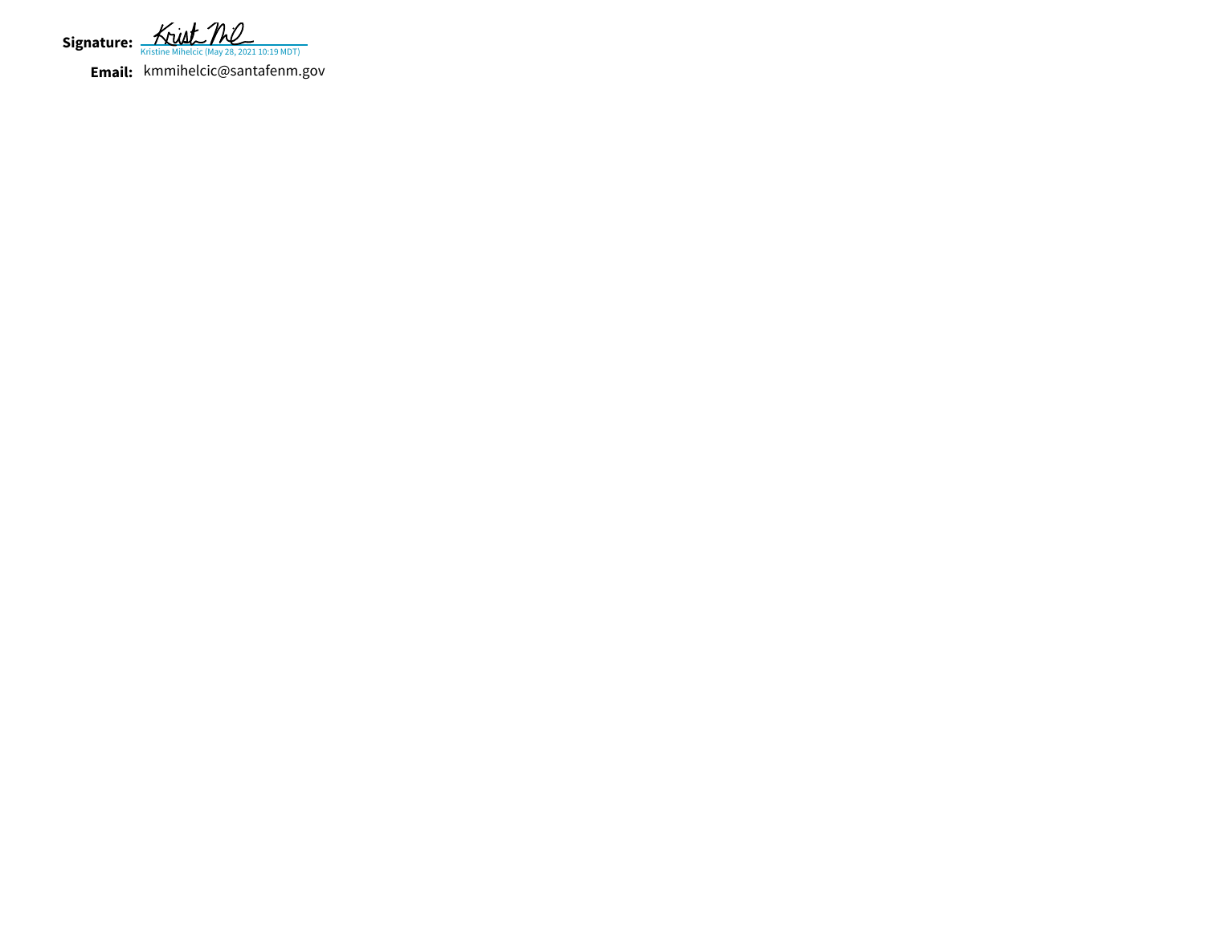**Signature:** Krist Mi

Kristine Mihelcic (May 28, 2021 10:19 MDT)

**Email:** kmmihelcic@santafenm.gov